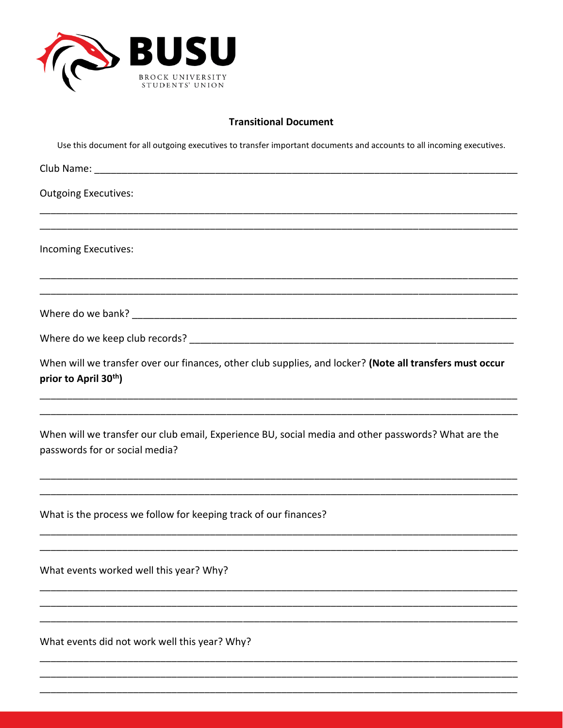BUSU

BROCK UNIVERSITY STUDENTS' UNION

**Transitional Document**

Use this document for all outgoing executives to transfer important documents and accounts to all incoming executives.

Club Name: ______________________________________________________________________

Outgoing Executives:

______________________________________________________________________

______________________________________________________________________

Incoming Executives:

______________________________________________________________________

______________________________________________________________________

Where do we bank? ______________________________________________________________

Where do we keep club records? _____________________________________________________

When will we transfer over our finances, other club supplies, and locker? **(Note all transfers must occur prior to April 30th)**

______________________________________________________________________

______________________________________________________________________

When will we transfer our club email, Experience BU, social media and other passwords? What are the passwords for or social media?

______________________________________________________________________

______________________________________________________________________

What is the process we follow for keeping track of our finances?

______________________________________________________________________

______________________________________________________________________

What events worked well this year? Why?

______________________________________________________________________

______________________________________________________________________

______________________________________________________________________

What events did not work well this year? Why?

______________________________________________________________________

______________________________________________________________________

______________________________________________________________________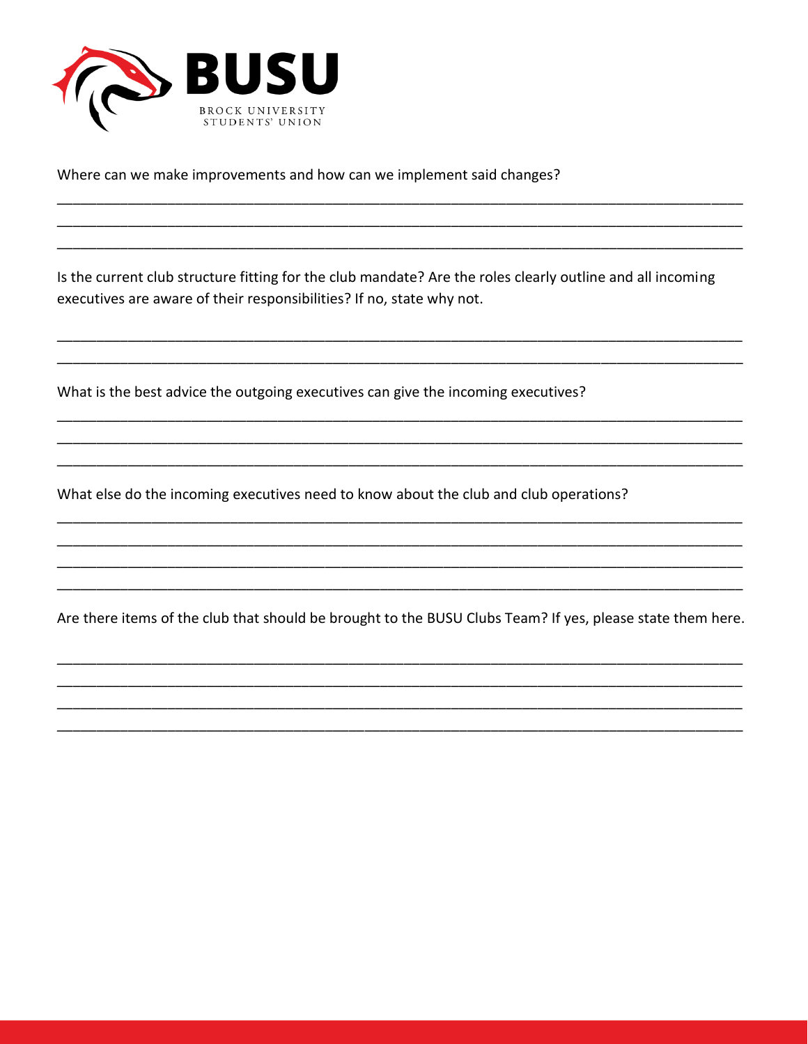Where can we make improvements and how can we implement said changes?

_____________________________________________________________________________________
_____________________________________________________________________________________
_____________________________________________________________________________________

Is the current club structure fitting for the club mandate? Are the roles clearly outline and all incoming executives are aware of their responsibilities? If no, state why not.

_____________________________________________________________________________________
_____________________________________________________________________________________

What is the best advice the outgoing executives can give the incoming executives?

_____________________________________________________________________________________
_____________________________________________________________________________________
_____________________________________________________________________________________

What else do the incoming executives need to know about the club and club operations?

_____________________________________________________________________________________
_____________________________________________________________________________________
_____________________________________________________________________________________
_____________________________________________________________________________________

Are there items of the club that should be brought to the BUSU Clubs Team? If yes, please state them here.

_____________________________________________________________________________________
_____________________________________________________________________________________
_____________________________________________________________________________________
_____________________________________________________________________________________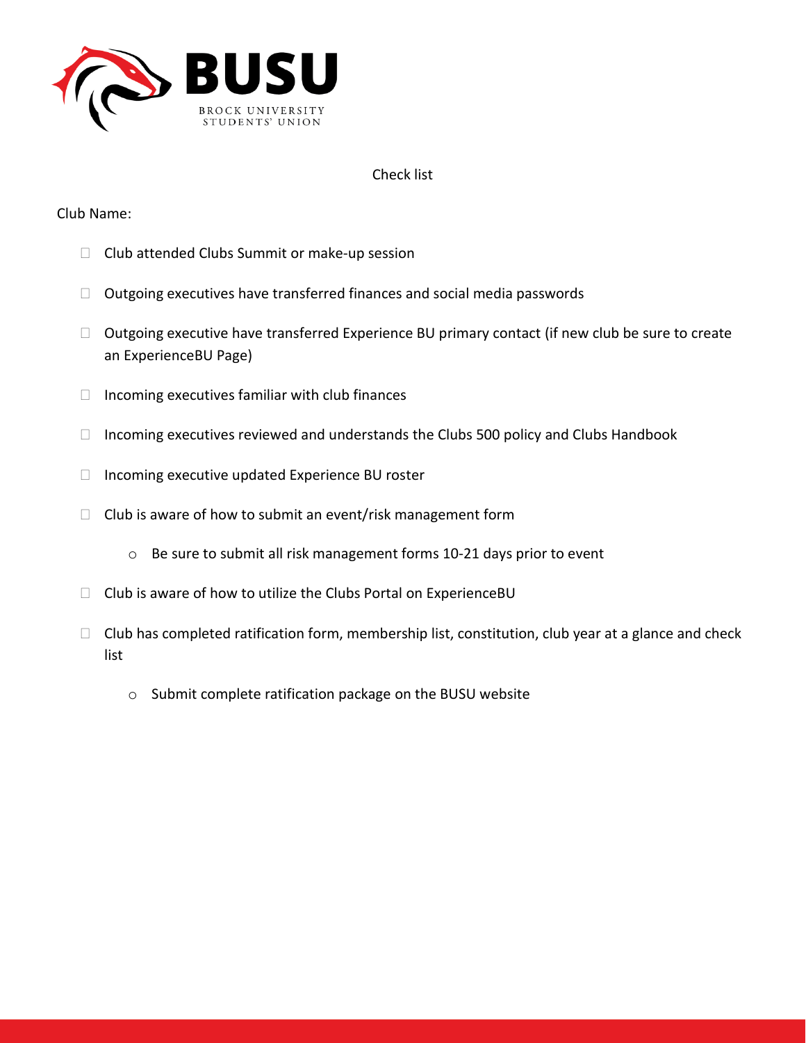BUSU
BROCK UNIVERSITY STUDENTS' UNION

Check list

Club Name:

- ☐ Club attended Clubs Summit or make-up session
- ☐ Outgoing executives have transferred finances and social media passwords
- ☐ Outgoing executive have transferred Experience BU primary contact (if new club be sure to create an ExperienceBU Page)
- ☐ Incoming executives familiar with club finances
- ☐ Incoming executives reviewed and understands the Clubs 500 policy and Clubs Handbook
- ☐ Incoming executive updated Experience BU roster
- ☐ Club is aware of how to submit an event/risk management form
    - Be sure to submit all risk management forms 10-21 days prior to event
- ☐ Club is aware of how to utilize the Clubs Portal on ExperienceBU
- ☐ Club has completed ratification form, membership list, constitution, club year at a glance and check list
    - Submit complete ratification package on the BUSU website